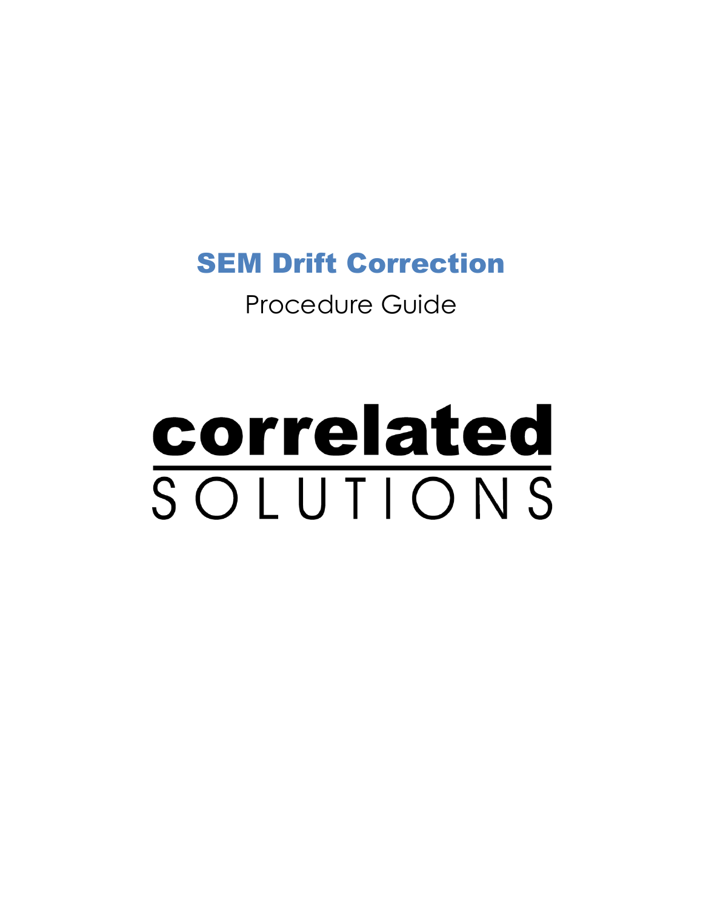# SEM Drift Correction

Procedure Guide

**correlated**

SOLUTIONS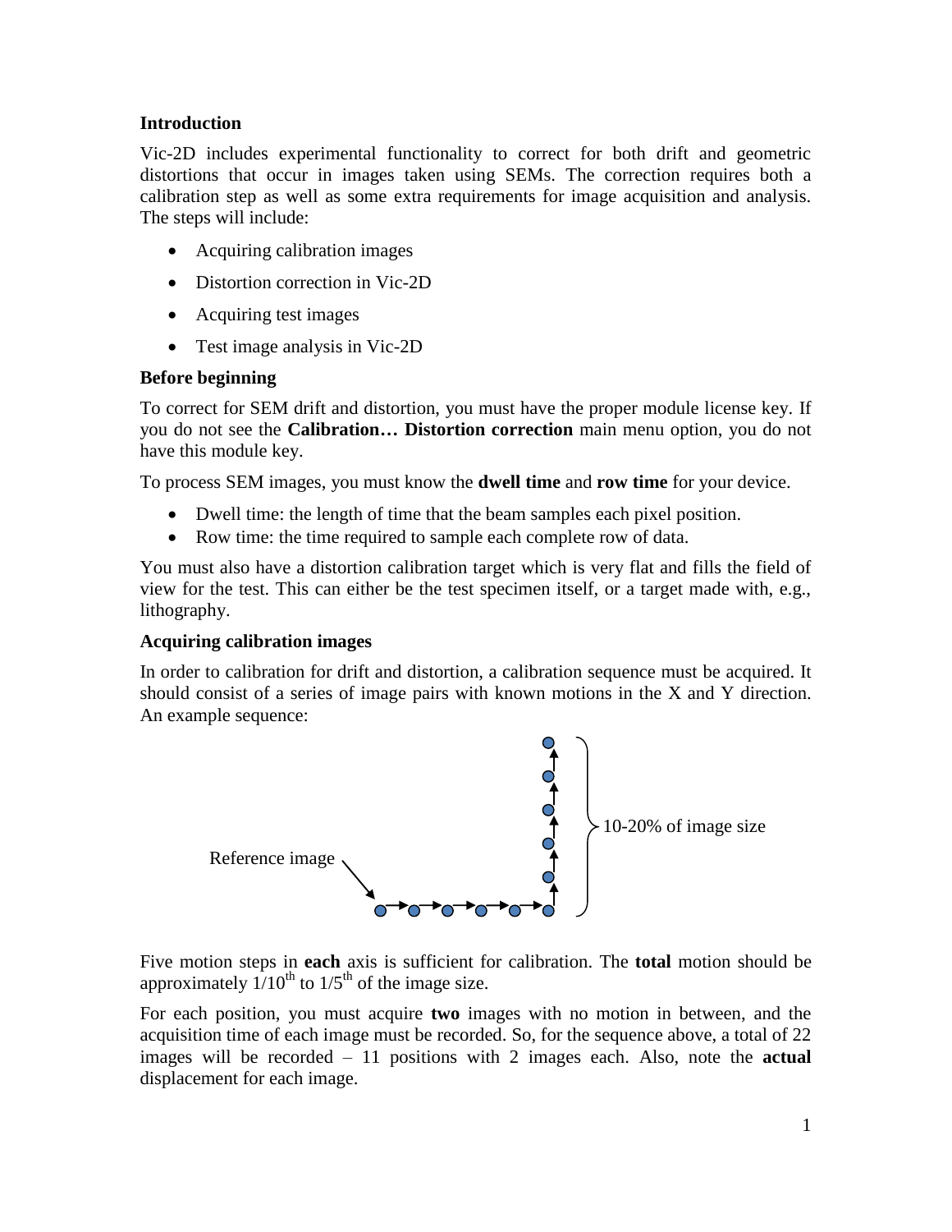**Introduction**

Vic-2D includes experimental functionality to correct for both drift and geometric distortions that occur in images taken using SEMs. The correction requires both a calibration step as well as some extra requirements for image acquisition and analysis. The steps will include:

- Acquiring calibration images
- Distortion correction in Vic-2D
- Acquiring test images
- Test image analysis in Vic-2D

**Before beginning**

To correct for SEM drift and distortion, you must have the proper module license key. If you do not see the **Calibration… Distortion correction** main menu option, you do not have this module key.

To process SEM images, you must know the **dwell time** and **row time** for your device.

- Dwell time: the length of time that the beam samples each pixel position.
- Row time: the time required to sample each complete row of data.

You must also have a distortion calibration target which is very flat and fills the field of view for the test. This can either be the test specimen itself, or a target made with, e.g., lithography.

**Acquiring calibration images**

In order to calibration for drift and distortion, a calibration sequence must be acquired. It should consist of a series of image pairs with known motions in the X and Y direction. An example sequence:

Reference image

10-20% of image size

Five motion steps in **each** axis is sufficient for calibration. The **total** motion should be approximately $1/10^{th}$ to $1/5^{th}$ of the image size.

For each position, you must acquire **two** images with no motion in between, and the acquisition time of each image must be recorded. So, for the sequence above, a total of 22 images will be recorded – 11 positions with 2 images each. Also, note the **actual** displacement for each image.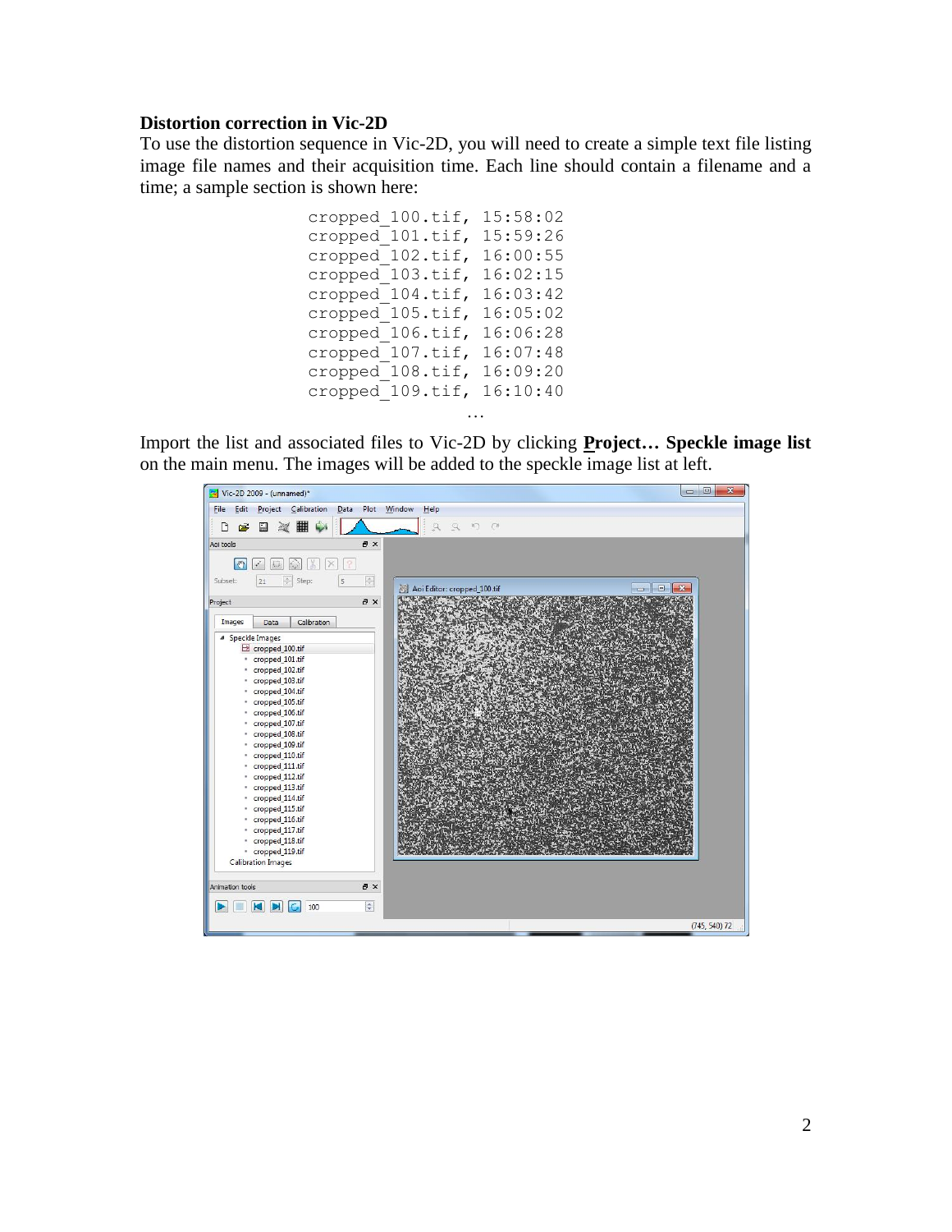**Distortion correction in Vic-2D**

To use the distortion sequence in Vic-2D, you will need to create a simple text file listing image file names and their acquisition time. Each line should contain a filename and a time; a sample section is shown here:

```
cropped_100.tif, 15:58:02
cropped_101.tif, 15:59:26
cropped_102.tif, 16:00:55
cropped_103.tif, 16:02:15
cropped_104.tif, 16:03:42
cropped_105.tif, 16:05:02
cropped_106.tif, 16:06:28
cropped_107.tif, 16:07:48
cropped_108.tif, 16:09:20
cropped_109.tif, 16:10:40
...
```

Import the list and associated files to Vic-2D by clicking **Project… Speckle image list** on the main menu. The images will be added to the speckle image list at left.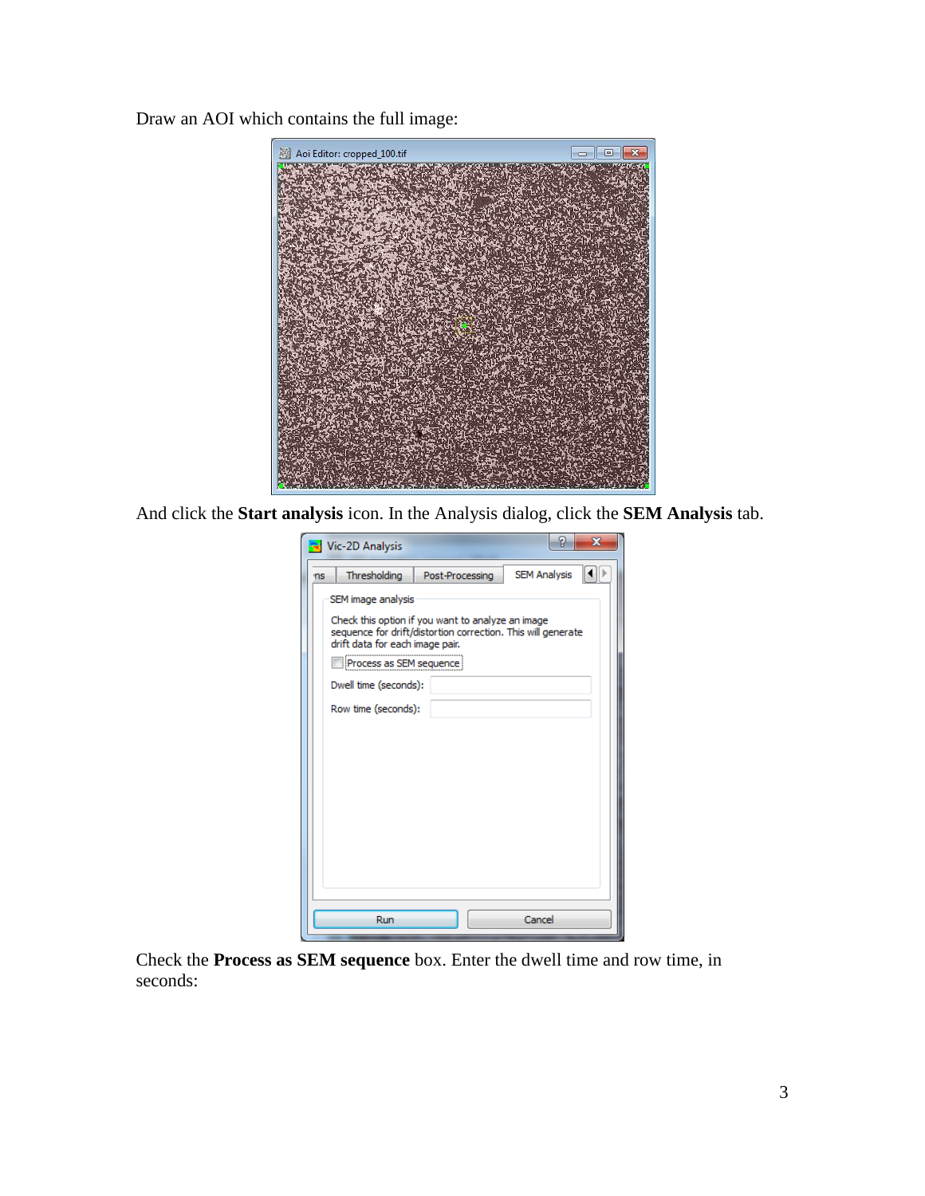Draw an AOI which contains the full image:

And click the **Start analysis** icon. In the Analysis dialog, click the **SEM Analysis** tab.

Check the **Process as SEM sequence** box. Enter the dwell time and row time, in seconds: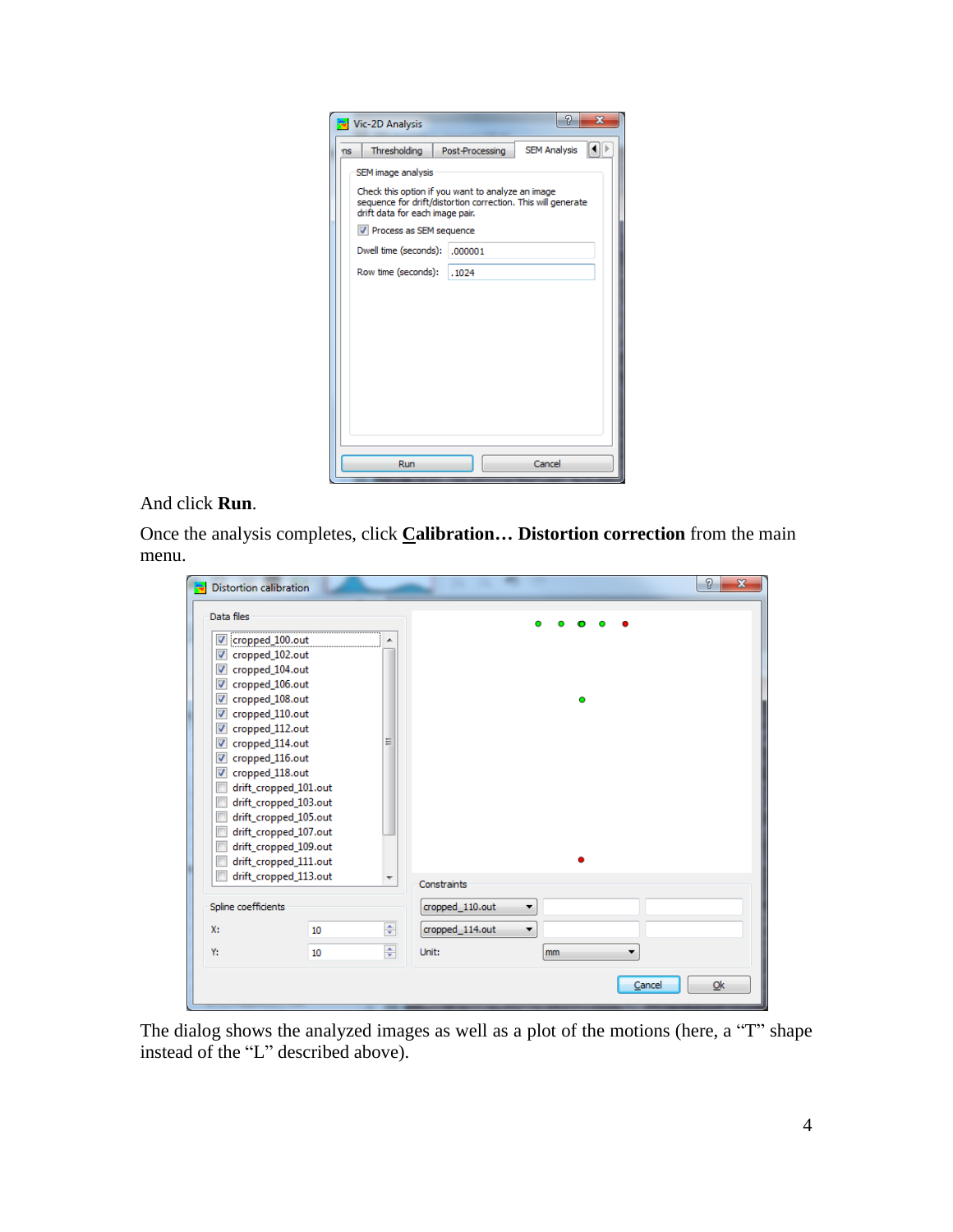And click **Run**.

Once the analysis completes, click **Calibration… Distortion correction** from the main menu.

The dialog shows the analyzed images as well as a plot of the motions (here, a “T” shape instead of the “L” described above).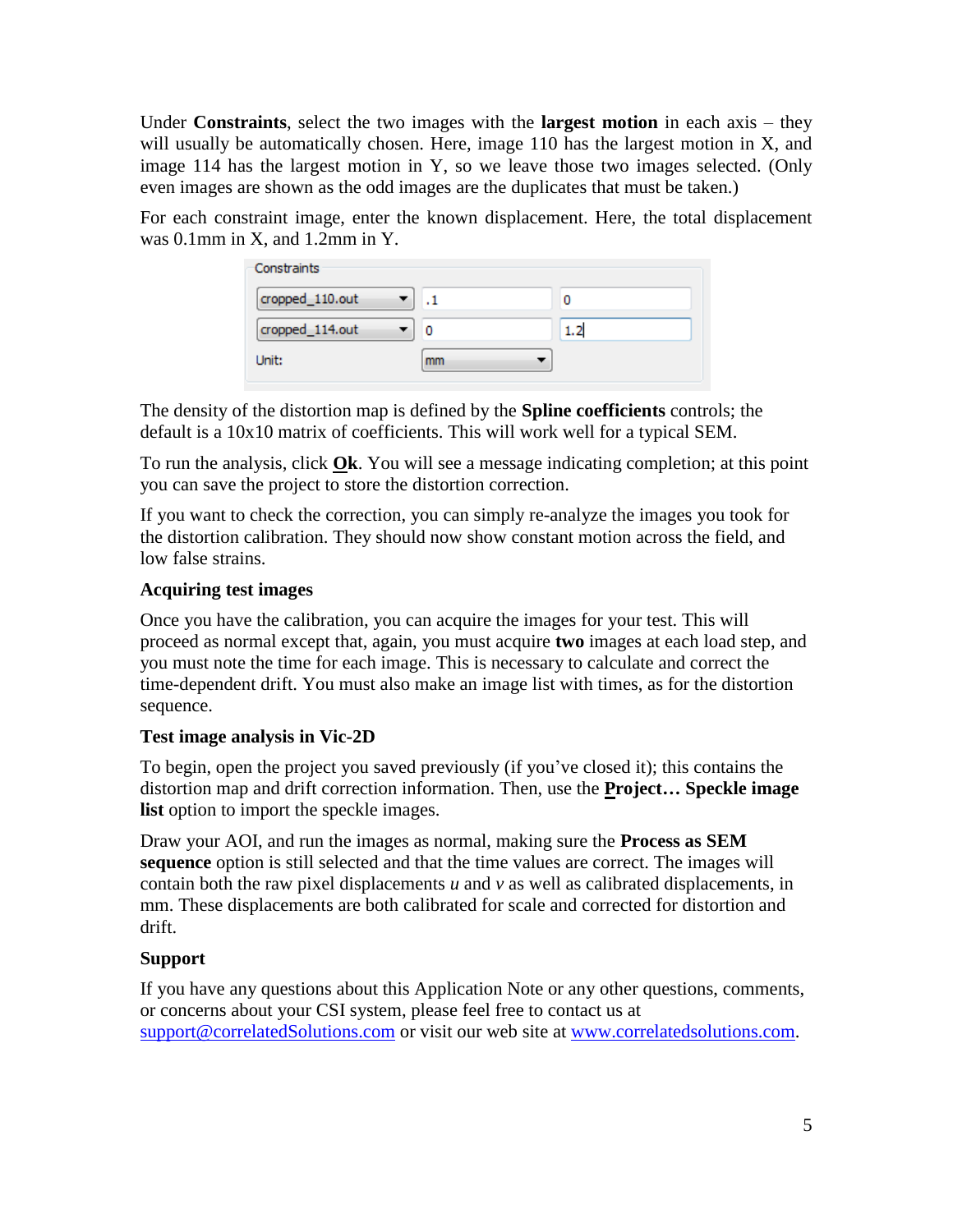Under **Constraints**, select the two images with the **largest motion** in each axis – they will usually be automatically chosen. Here, image 110 has the largest motion in X, and image 114 has the largest motion in Y, so we leave those two images selected. (Only even images are shown as the odd images are the duplicates that must be taken.)

For each constraint image, enter the known displacement. Here, the total displacement was 0.1mm in X, and 1.2mm in Y.

Constraints

| | | |
|---|---|---|
| cropped_110.out | .1 | 0 |
| cropped_114.out | 0 | 1.2 |
| Unit: | mm | |

The density of the distortion map is defined by the **Spline coefficients** controls; the default is a 10x10 matrix of coefficients. This will work well for a typical SEM.

To run the analysis, click **Ok**. You will see a message indicating completion; at this point you can save the project to store the distortion correction.

If you want to check the correction, you can simply re-analyze the images you took for the distortion calibration. They should now show constant motion across the field, and low false strains.

**Acquiring test images**

Once you have the calibration, you can acquire the images for your test. This will proceed as normal except that, again, you must acquire **two** images at each load step, and you must note the time for each image. This is necessary to calculate and correct the time-dependent drift. You must also make an image list with times, as for the distortion sequence.

**Test image analysis in Vic-2D**

To begin, open the project you saved previously (if you've closed it); this contains the distortion map and drift correction information. Then, use the **Project… Speckle image list** option to import the speckle images.

Draw your AOI, and run the images as normal, making sure the **Process as SEM sequence** option is still selected and that the time values are correct. The images will contain both the raw pixel displacements *u* and *v* as well as calibrated displacements, in mm. These displacements are both calibrated for scale and corrected for distortion and drift.

**Support**

If you have any questions about this Application Note or any other questions, comments, or concerns about your CSI system, please feel free to contact us at support@correlatedSolutions.com or visit our web site at www.correlatedsolutions.com.